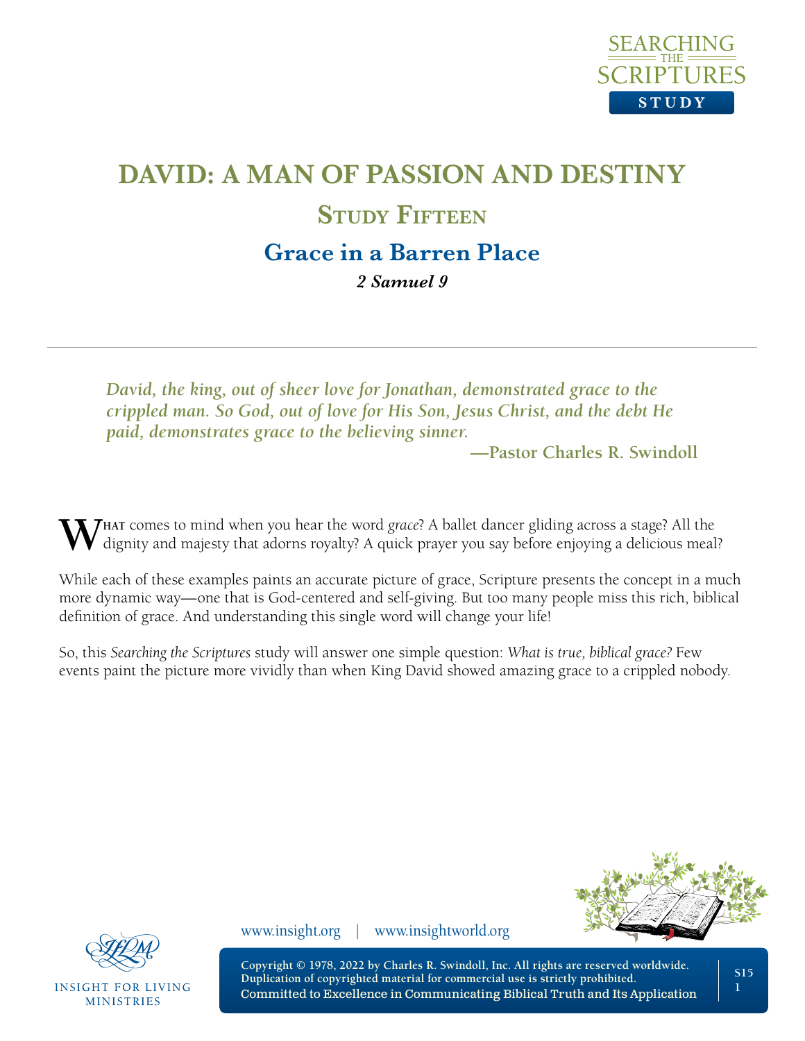# DAVID: A MAN OF PASSION AND DESTINY

## Study Fifteen

## Grace in a Barren Place

***2 Samuel 9***

---

> *David, the king, out of sheer love for Jonathan, demonstrated grace to the crippled man. So God, out of love for His Son, Jesus Christ, and the debt He paid, demonstrates grace to the believing sinner.*
>
> **—Pastor Charles R. Swindoll**

**What** comes to mind when you hear the word *grace*? A ballet dancer gliding across a stage? All the dignity and majesty that adorns royalty? A quick prayer you say before enjoying a delicious meal?

While each of these examples paints an accurate picture of grace, Scripture presents the concept in a much more dynamic way—one that is God-centered and self-giving. But too many people miss this rich, biblical definition of grace. And understanding this single word will change your life!

So, this *Searching the Scriptures* study will answer one simple question: *What is true, biblical grace?* Few events paint the picture more vividly than when King David showed amazing grace to a crippled nobody.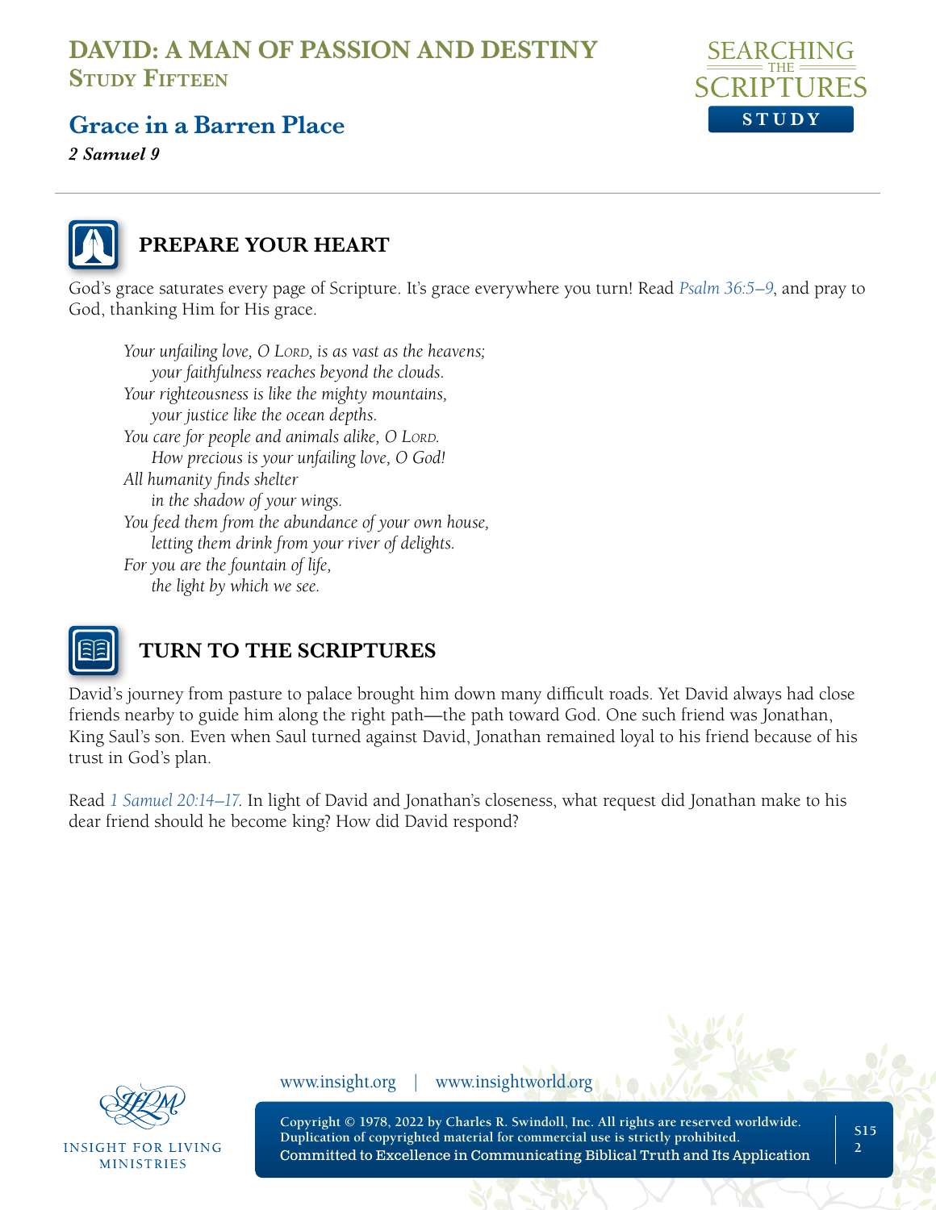# DAVID: A MAN OF PASSION AND DESTINY
## Study Fifteen

## Grace in a Barren Place

***2 Samuel 9***

### PREPARE YOUR HEART

God's grace saturates every page of Scripture. It's grace everywhere you turn! Read *Psalm 36:5–9*, and pray to God, thanking Him for His grace.

> *Your unfailing love, O Lord, is as vast as the heavens;*
> *your faithfulness reaches beyond the clouds.*
> *Your righteousness is like the mighty mountains,*
> *your justice like the ocean depths.*
> *You care for people and animals alike, O Lord.*
> *How precious is your unfailing love, O God!*
> *All humanity finds shelter*
> *in the shadow of your wings.*
> *You feed them from the abundance of your own house,*
> *letting them drink from your river of delights.*
> *For you are the fountain of life,*
> *the light by which we see.*

### TURN TO THE SCRIPTURES

David's journey from pasture to palace brought him down many difficult roads. Yet David always had close friends nearby to guide him along the right path—the path toward God. One such friend was Jonathan, King Saul's son. Even when Saul turned against David, Jonathan remained loyal to his friend because of his trust in God's plan.

Read *1 Samuel 20:14–17*. In light of David and Jonathan's closeness, what request did Jonathan make to his dear friend should he become king? How did David respond?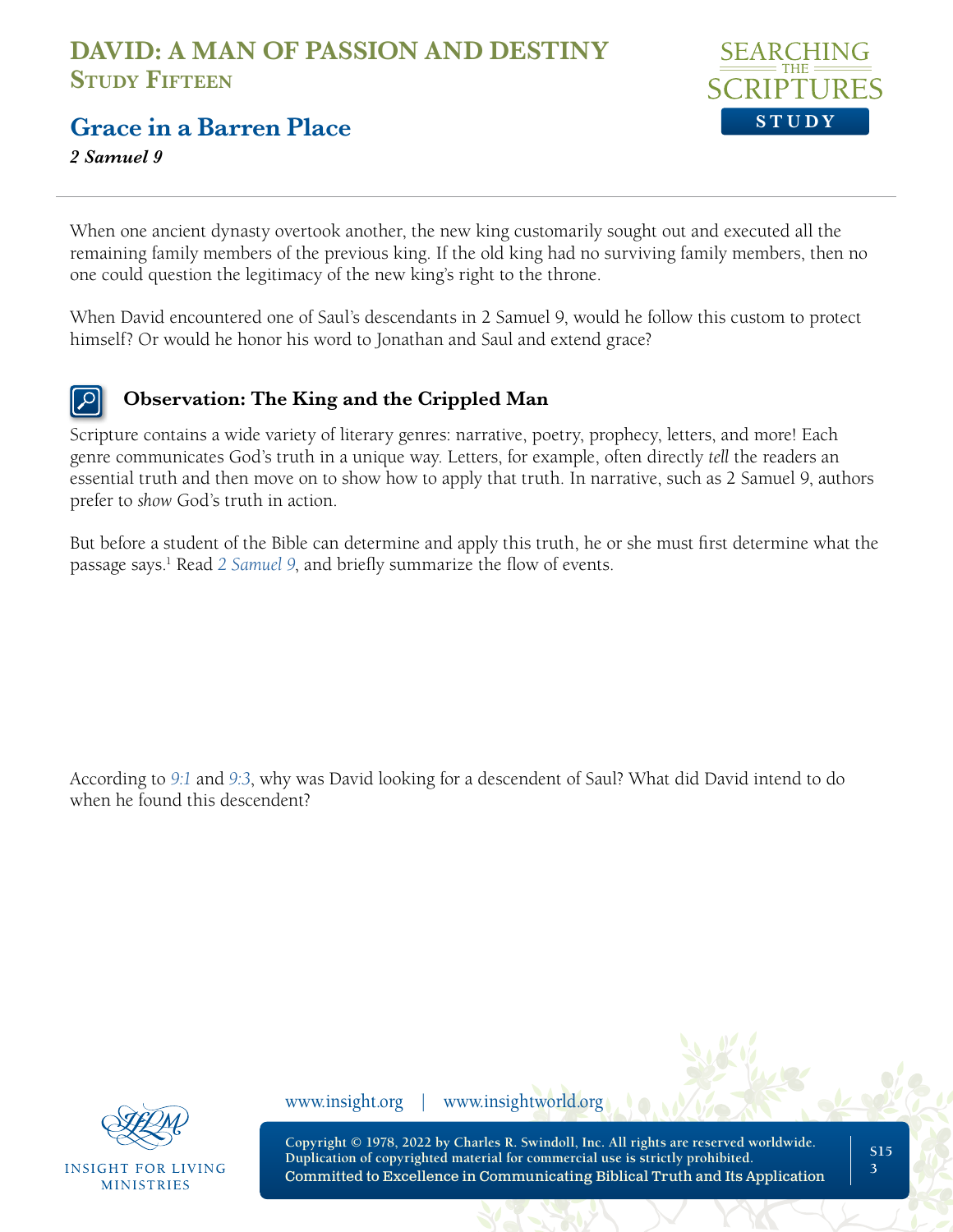# DAVID: A MAN OF PASSION AND DESTINY

## Study Fifteen

## Grace in a Barren Place

***2 Samuel 9***

When one ancient dynasty overtook another, the new king customarily sought out and executed all the remaining family members of the previous king. If the old king had no surviving family members, then no one could question the legitimacy of the new king's right to the throne.

When David encountered one of Saul's descendants in 2 Samuel 9, would he follow this custom to protect himself? Or would he honor his word to Jonathan and Saul and extend grace?

### Observation: The King and the Crippled Man

Scripture contains a wide variety of literary genres: narrative, poetry, prophecy, letters, and more! Each genre communicates God's truth in a unique way. Letters, for example, often directly *tell* the readers an essential truth and then move on to show how to apply that truth. In narrative, such as 2 Samuel 9, authors prefer to *show* God's truth in action.

But before a student of the Bible can determine and apply this truth, he or she must first determine what the passage says.[1] Read *2 Samuel 9*, and briefly summarize the flow of events.

According to *9:1* and *9:3*, why was David looking for a descendent of Saul? What did David intend to do when he found this descendent?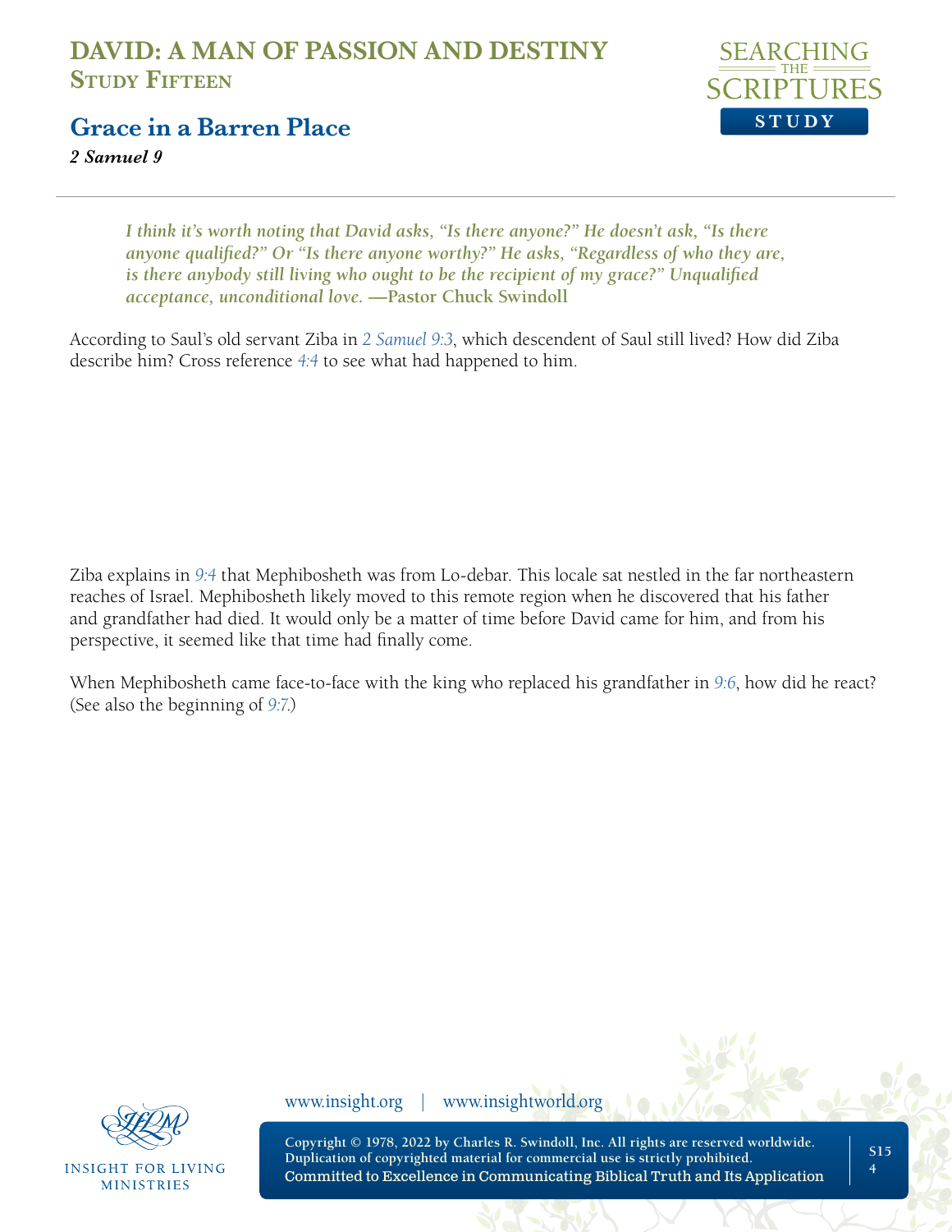# DAVID: A MAN OF PASSION AND DESTINY
## Study Fifteen

## Grace in a Barren Place
***2 Samuel 9***

> ***I think it's worth noting that David asks, "Is there anyone?" He doesn't ask, "Is there anyone qualified?" Or "Is there anyone worthy?" He asks, "Regardless of who they are, is there anybody still living who ought to be the recipient of my grace?" Unqualified acceptance, unconditional love.* —Pastor Chuck Swindoll**

According to Saul's old servant Ziba in *2 Samuel 9:3*, which descendent of Saul still lived? How did Ziba describe him? Cross reference *4:4* to see what had happened to him.

Ziba explains in *9:4* that Mephibosheth was from Lo-debar. This locale sat nestled in the far northeastern reaches of Israel. Mephibosheth likely moved to this remote region when he discovered that his father and grandfather had died. It would only be a matter of time before David came for him, and from his perspective, it seemed like that time had finally come.

When Mephibosheth came face-to-face with the king who replaced his grandfather in *9:6*, how did he react? (See also the beginning of *9:7*.)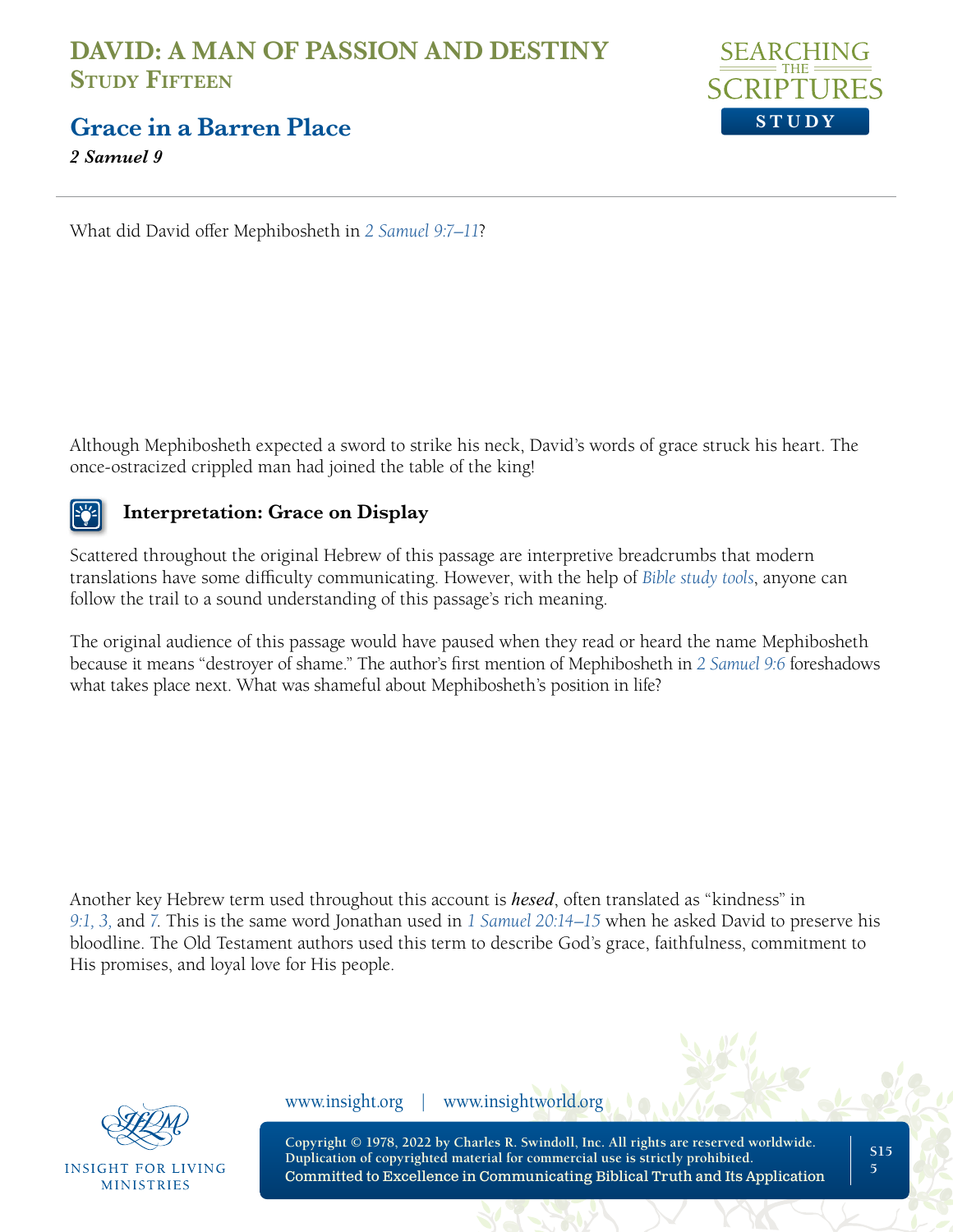What did David offer Mephibosheth in 2 Samuel 9:7–11?

Although Mephibosheth expected a sword to strike his neck, David's words of grace struck his heart. The once-ostracized crippled man had joined the table of the king!

### Interpretation: Grace on Display

Scattered throughout the original Hebrew of this passage are interpretive breadcrumbs that modern translations have some difficulty communicating. However, with the help of *Bible study tools*, anyone can follow the trail to a sound understanding of this passage's rich meaning.

The original audience of this passage would have paused when they read or heard the name Mephibosheth because it means "destroyer of shame." The author's first mention of Mephibosheth in 2 Samuel 9:6 foreshadows what takes place next. What was shameful about Mephibosheth's position in life?

Another key Hebrew term used throughout this account is ***hesed***, often translated as "kindness" in 9:1, 3, and 7. This is the same word Jonathan used in 1 Samuel 20:14–15 when he asked David to preserve his bloodline. The Old Testament authors used this term to describe God's grace, faithfulness, commitment to His promises, and loyal love for His people.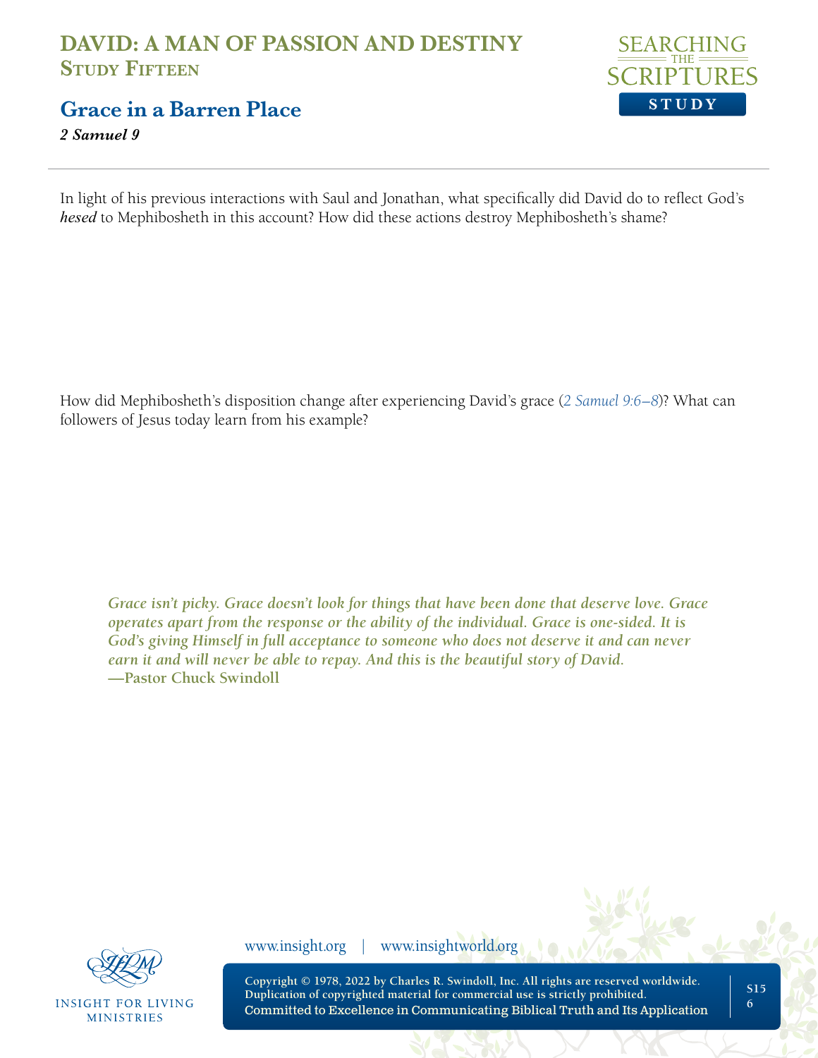In light of his previous interactions with Saul and Jonathan, what specifically did David do to reflect God's *hesed* to Mephibosheth in this account? How did these actions destroy Mephibosheth's shame?

How did Mephibosheth's disposition change after experiencing David's grace (2 Samuel 9:6–8)? What can followers of Jesus today learn from his example?

> ***Grace isn't picky. Grace doesn't look for things that have been done that deserve love. Grace operates apart from the response or the ability of the individual. Grace is one-sided. It is God's giving Himself in full acceptance to someone who does not deserve it and can never earn it and will never be able to repay. And this is the beautiful story of David.***
> **—Pastor Chuck Swindoll**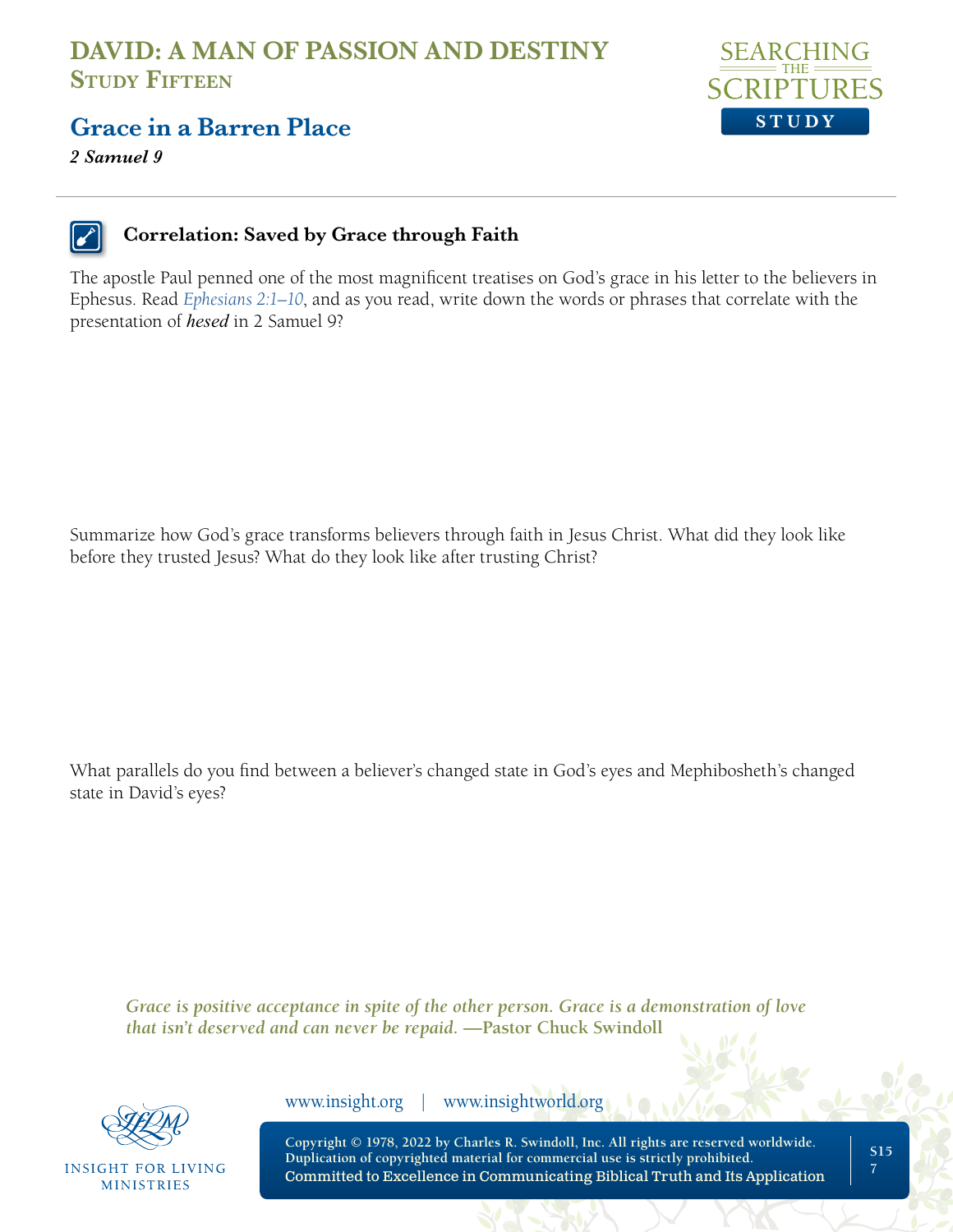# DAVID: A MAN OF PASSION AND DESTINY
## Study Fifteen

## Grace in a Barren Place

***2 Samuel 9***

---

### Correlation: Saved by Grace through Faith

The apostle Paul penned one of the most magnificent treatises on God's grace in his letter to the believers in Ephesus. Read *Ephesians 2:1–10*, and as you read, write down the words or phrases that correlate with the presentation of ***hesed*** in 2 Samuel 9?

Summarize how God's grace transforms believers through faith in Jesus Christ. What did they look like before they trusted Jesus? What do they look like after trusting Christ?

What parallels do you find between a believer's changed state in God's eyes and Mephibosheth's changed state in David's eyes?

> *Grace is positive acceptance in spite of the other person. Grace is a demonstration of love that isn't deserved and can never be repaid.* **—Pastor Chuck Swindoll**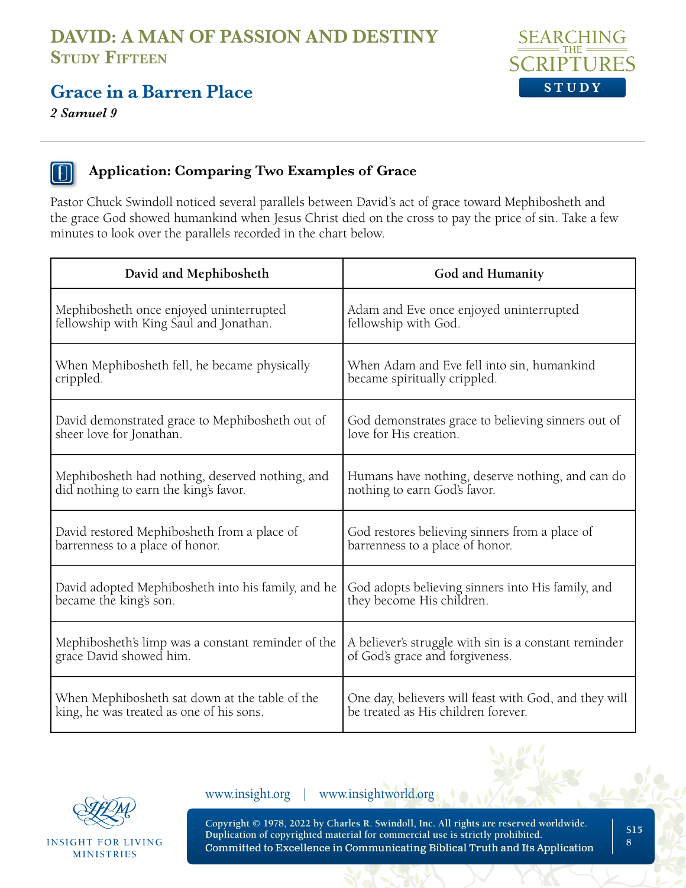# DAVID: A MAN OF PASSION AND DESTINY
## Study Fifteen

## Grace in a Barren Place

***2 Samuel 9***

### Application: Comparing Two Examples of Grace

Pastor Chuck Swindoll noticed several parallels between David's act of grace toward Mephibosheth and the grace God showed humankind when Jesus Christ died on the cross to pay the price of sin. Take a few minutes to look over the parallels recorded in the chart below.

| David and Mephibosheth | God and Humanity |
|---|---|
| Mephibosheth once enjoyed uninterrupted fellowship with King Saul and Jonathan. | Adam and Eve once enjoyed uninterrupted fellowship with God. |
| When Mephibosheth fell, he became physically crippled. | When Adam and Eve fell into sin, humankind became spiritually crippled. |
| David demonstrated grace to Mephibosheth out of sheer love for Jonathan. | God demonstrates grace to believing sinners out of love for His creation. |
| Mephibosheth had nothing, deserved nothing, and did nothing to earn the king's favor. | Humans have nothing, deserve nothing, and can do nothing to earn God's favor. |
| David restored Mephibosheth from a place of barrenness to a place of honor. | God restores believing sinners from a place of barrenness to a place of honor. |
| David adopted Mephibosheth into his family, and he became the king's son. | God adopts believing sinners into His family, and they become His children. |
| Mephibosheth's limp was a constant reminder of the grace David showed him. | A believer's struggle with sin is a constant reminder of God's grace and forgiveness. |
| When Mephibosheth sat down at the table of the king, he was treated as one of his sons. | One day, believers will feast with God, and they will be treated as His children forever. |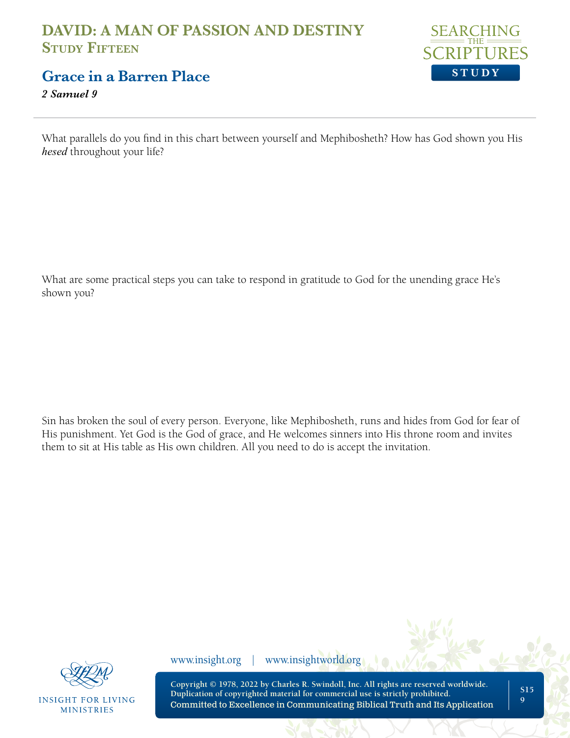What parallels do you find in this chart between yourself and Mephibosheth? How has God shown you His ***hesed*** throughout your life?

What are some practical steps you can take to respond in gratitude to God for the unending grace He's shown you?

Sin has broken the soul of every person. Everyone, like Mephibosheth, runs and hides from God for fear of His punishment. Yet God is the God of grace, and He welcomes sinners into His throne room and invites them to sit at His table as His own children. All you need to do is accept the invitation.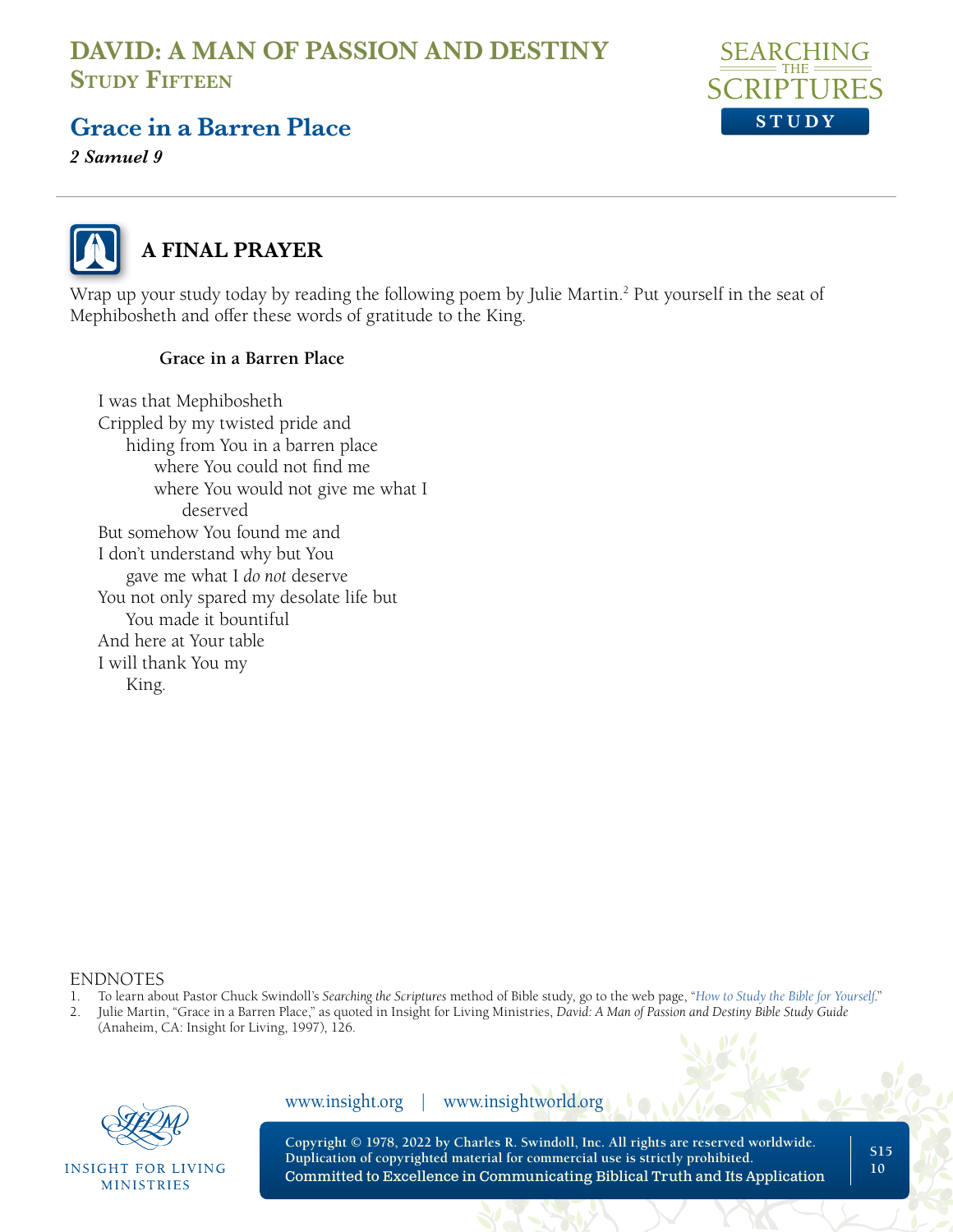# DAVID: A MAN OF PASSION AND DESTINY
## Study Fifteen

## Grace in a Barren Place

***2 Samuel 9***

### A FINAL PRAYER

Wrap up your study today by reading the following poem by Julie Martin.[2] Put yourself in the seat of Mephibosheth and offer these words of gratitude to the King.

**Grace in a Barren Place**

I was that Mephibosheth  
Crippled by my twisted pride and  
    hiding from You in a barren place  
        where You could not find me  
        where You would not give me what I  
            deserved  
But somehow You found me and  
I don't understand why but You  
    gave me what I *do not* deserve  
You not only spared my desolate life but  
    You made it bountiful  
And here at Your table  
I will thank You my  
    King.

ENDNOTES

1. To learn about Pastor Chuck Swindoll's *Searching the Scriptures* method of Bible study, go to the web page, "*How to Study the Bible for Yourself*."
2. Julie Martin, "Grace in a Barren Place," as quoted in Insight for Living Ministries, *David: A Man of Passion and Destiny Bible Study Guide* (Anaheim, CA: Insight for Living, 1997), 126.

www.insight.org | www.insightworld.org

Copyright © 1978, 2022 by Charles R. Swindoll, Inc. All rights are reserved worldwide. Duplication of copyrighted material for commercial use is strictly prohibited.
Committed to Excellence in Communicating Biblical Truth and Its Application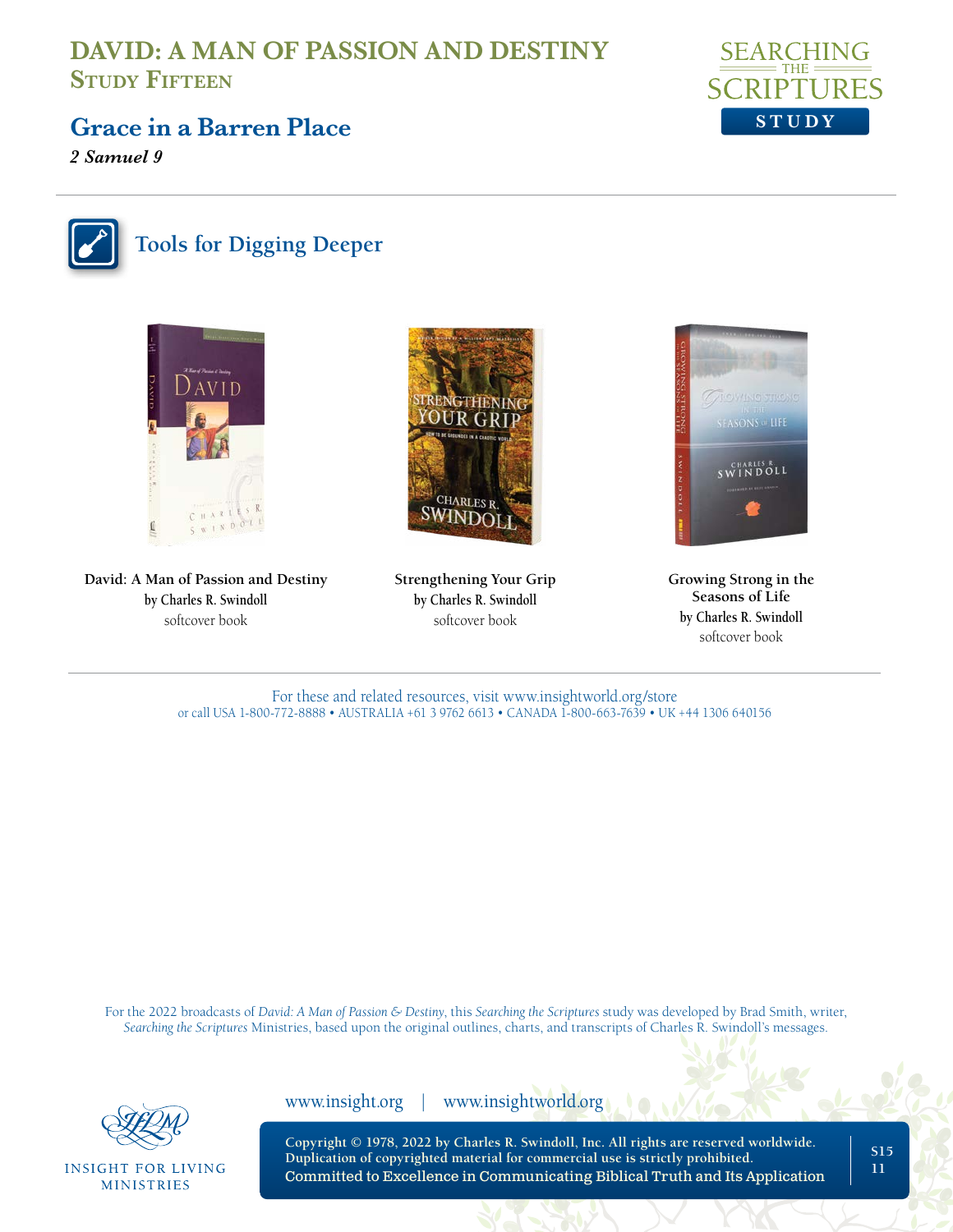# DAVID: A MAN OF PASSION AND DESTINY
## Study Fifteen

## Grace in a Barren Place

*2 Samuel 9*

### Tools for Digging Deeper

**David: A Man of Passion and Destiny**
by Charles R. Swindoll
softcover book

**Strengthening Your Grip**
by Charles R. Swindoll
softcover book

**Growing Strong in the Seasons of Life**
by Charles R. Swindoll
softcover book

For these and related resources, visit www.insightworld.org/store
or call USA 1-800-772-8888 • AUSTRALIA +61 3 9762 6613 • CANADA 1-800-663-7639 • UK +44 1306 640156

For the 2022 broadcasts of *David: A Man of Passion & Destiny*, this *Searching the Scriptures* study was developed by Brad Smith, writer, *Searching the Scriptures* Ministries, based upon the original outlines, charts, and transcripts of Charles R. Swindoll's messages.

www.insight.org | www.insightworld.org

Copyright © 1978, 2022 by Charles R. Swindoll, Inc. All rights are reserved worldwide. Duplication of copyrighted material for commercial use is strictly prohibited.
Committed to Excellence in Communicating Biblical Truth and Its Application